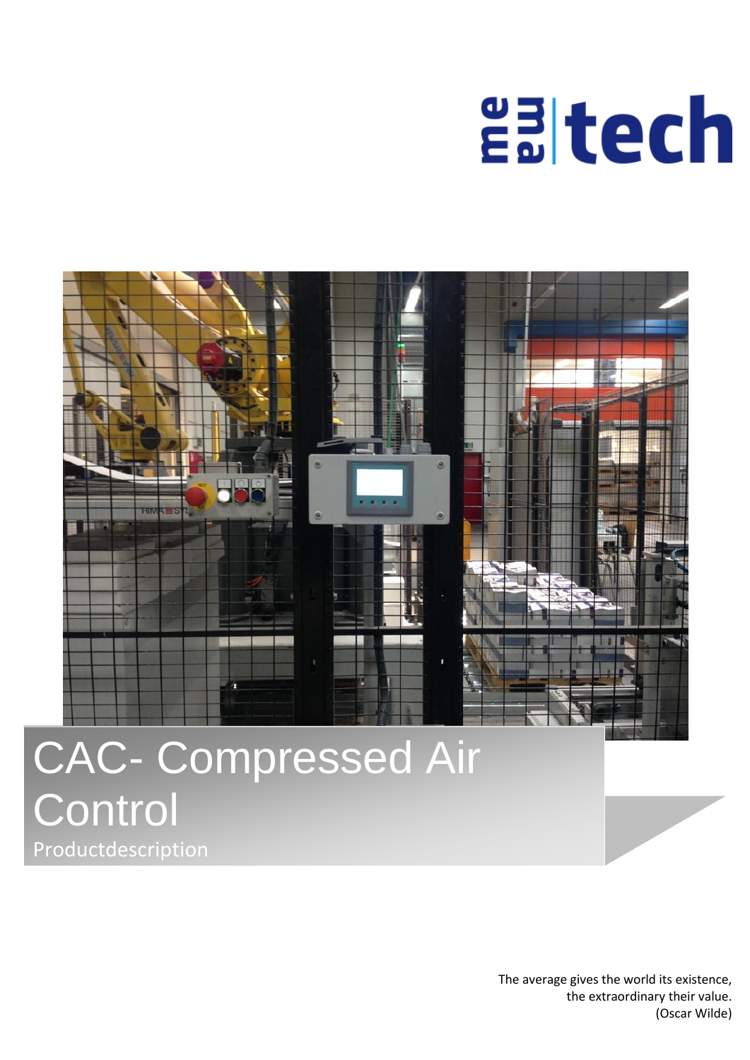# CAC- Compressed Air Control

Productdescription

The average gives the world its existence,
the extraordinary their value.
(Oscar Wilde)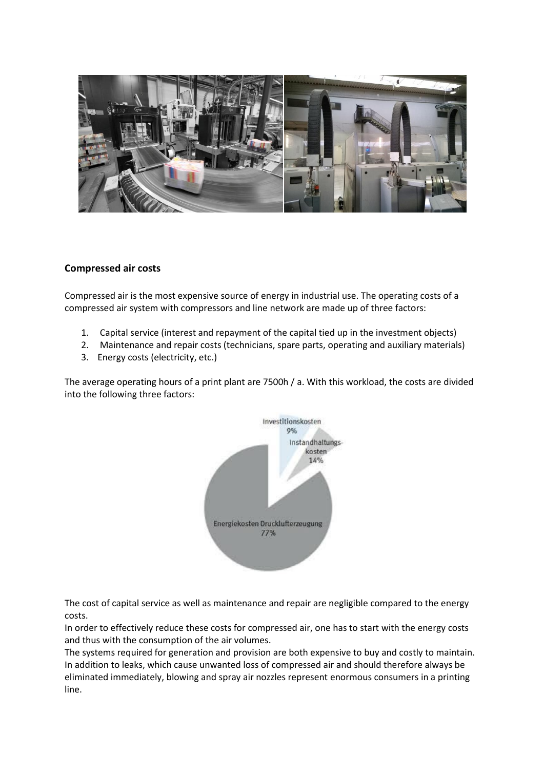## **Compressed air costs**

Compressed air is the most expensive source of energy in industrial use. The operating costs of a compressed air system with compressors and line network are made up of three factors:

1. Capital service (interest and repayment of the capital tied up in the investment objects)
2. Maintenance and repair costs (technicians, spare parts, operating and auxiliary materials)
3. Energy costs (electricity, etc.)

The average operating hours of a print plant are 7500h / a. With this workload, the costs are divided into the following three factors:

The cost of capital service as well as maintenance and repair are negligible compared to the energy costs.
In order to effectively reduce these costs for compressed air, one has to start with the energy costs and thus with the consumption of the air volumes.
The systems required for generation and provision are both expensive to buy and costly to maintain. In addition to leaks, which cause unwanted loss of compressed air and should therefore always be eliminated immediately, blowing and spray air nozzles represent enormous consumers in a printing line.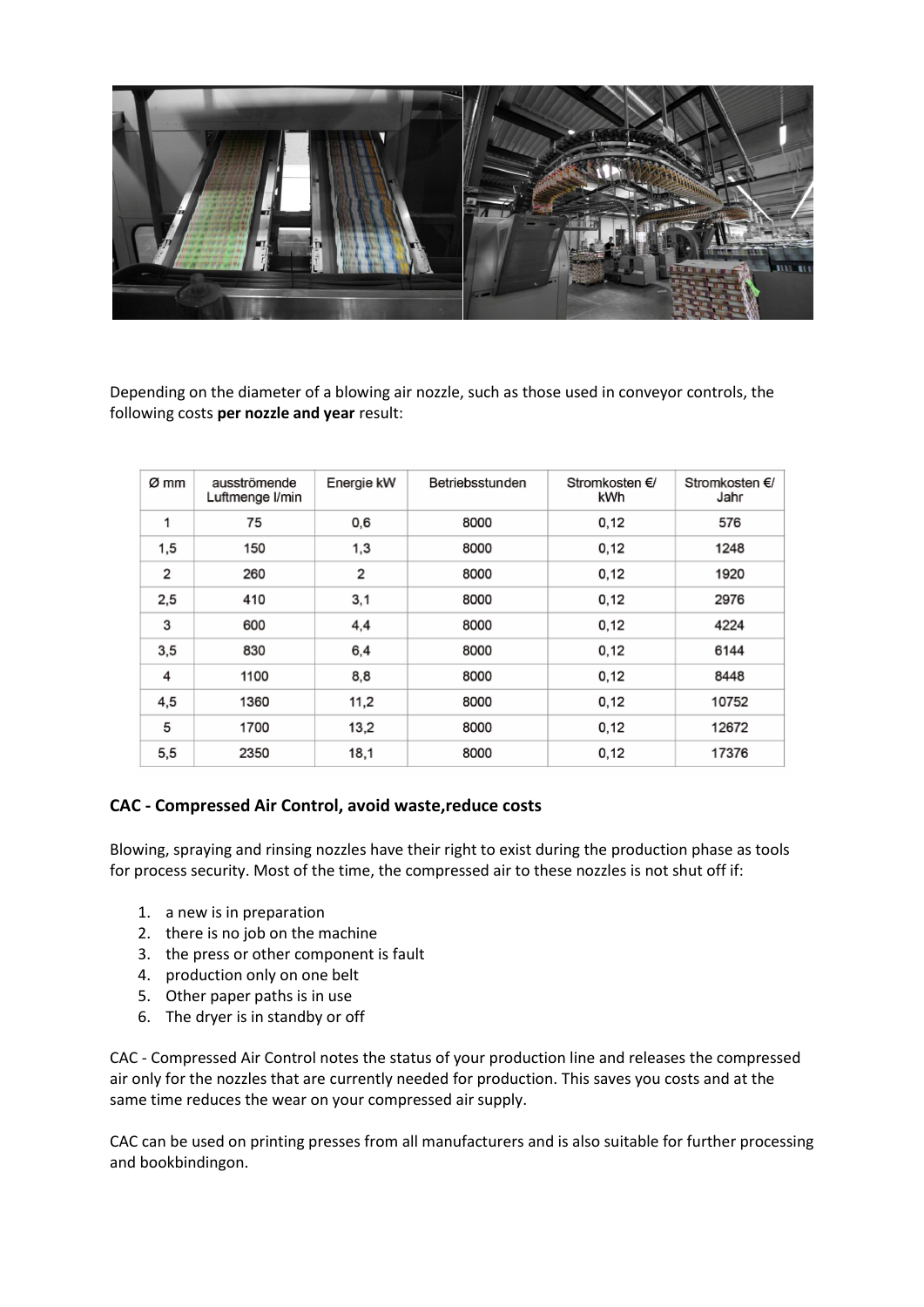Depending on the diameter of a blowing air nozzle, such as those used in conveyor controls, the following costs **per nozzle and year** result:

| Ø mm | ausströmende Luftmenge l/min | Energie kW | Betriebsstunden | Stromkosten €/ kWh | Stromkosten €/ Jahr |
|---|---|---|---|---|---|
| 1 | 75 | 0,6 | 8000 | 0,12 | 576 |
| 1,5 | 150 | 1,3 | 8000 | 0,12 | 1248 |
| 2 | 260 | 2 | 8000 | 0,12 | 1920 |
| 2,5 | 410 | 3,1 | 8000 | 0,12 | 2976 |
| 3 | 600 | 4,4 | 8000 | 0,12 | 4224 |
| 3,5 | 830 | 6,4 | 8000 | 0,12 | 6144 |
| 4 | 1100 | 8,8 | 8000 | 0,12 | 8448 |
| 4,5 | 1360 | 11,2 | 8000 | 0,12 | 10752 |
| 5 | 1700 | 13,2 | 8000 | 0,12 | 12672 |
| 5,5 | 2350 | 18,1 | 8000 | 0,12 | 17376 |

### CAC - Compressed Air Control, avoid waste,reduce costs

Blowing, spraying and rinsing nozzles have their right to exist during the production phase as tools for process security. Most of the time, the compressed air to these nozzles is not shut off if:

1. a new is in preparation
2. there is no job on the machine
3. the press or other component is fault
4. production only on one belt
5. Other paper paths is in use
6. The dryer is in standby or off

CAC - Compressed Air Control notes the status of your production line and releases the compressed air only for the nozzles that are currently needed for production. This saves you costs and at the same time reduces the wear on your compressed air supply.

CAC can be used on printing presses from all manufacturers and is also suitable for further processing and bookbindingon.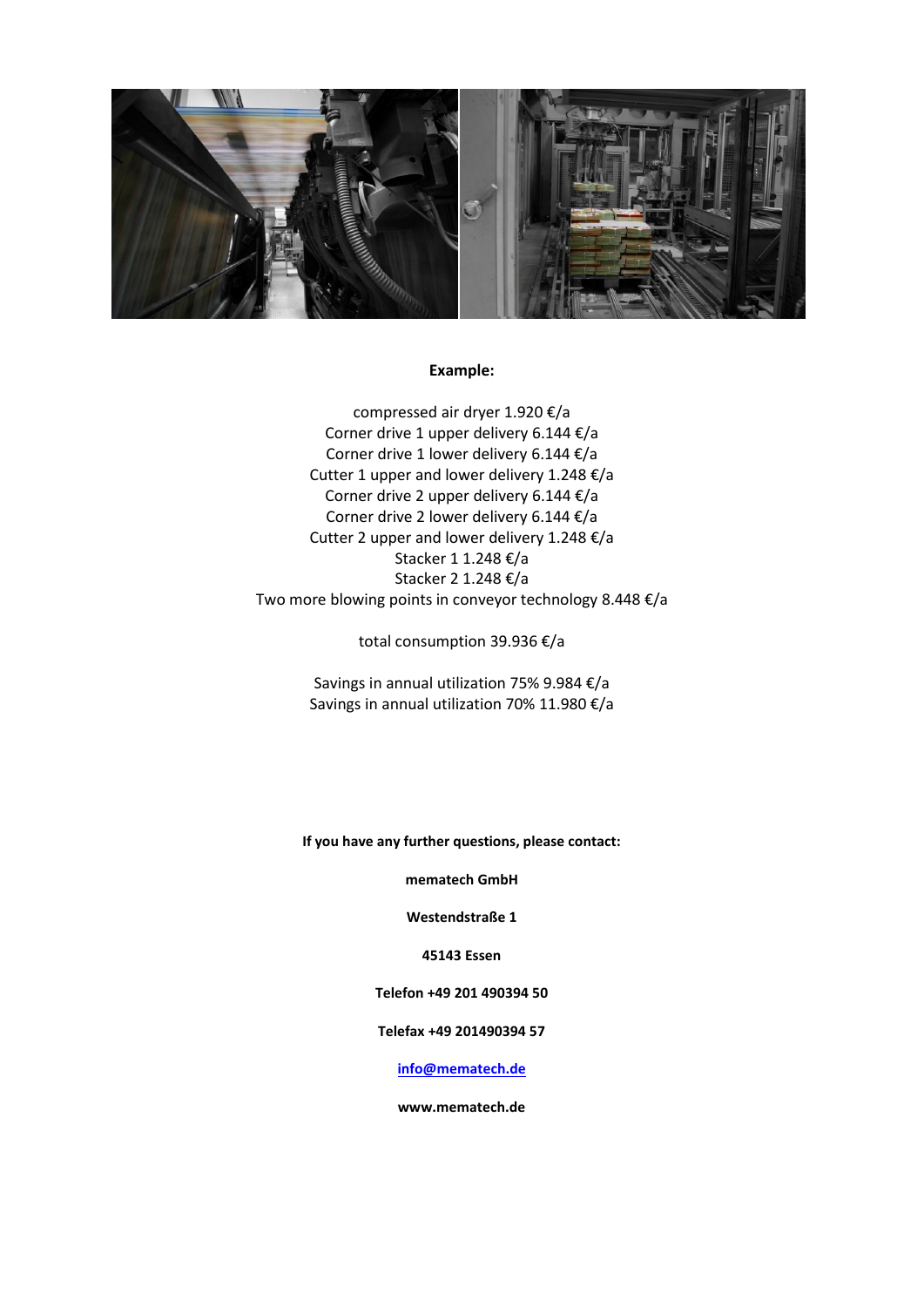**Example:**

compressed air dryer 1.920 €/a
Corner drive 1 upper delivery 6.144 €/a
Corner drive 1 lower delivery 6.144 €/a
Cutter 1 upper and lower delivery 1.248 €/a
Corner drive 2 upper delivery 6.144 €/a
Corner drive 2 lower delivery 6.144 €/a
Cutter 2 upper and lower delivery 1.248 €/a
Stacker 1 1.248 €/a
Stacker 2 1.248 €/a
Two more blowing points in conveyor technology 8.448 €/a

total consumption 39.936 €/a

Savings in annual utilization 75% 9.984 €/a
Savings in annual utilization 70% 11.980 €/a

**If you have any further questions, please contact:**

**mematech GmbH**

**Westendstraße 1**

**45143 Essen**

**Telefon +49 201 490394 50**

**Telefax +49 201490394 57**

**info@mematech.de**

**www.mematech.de**